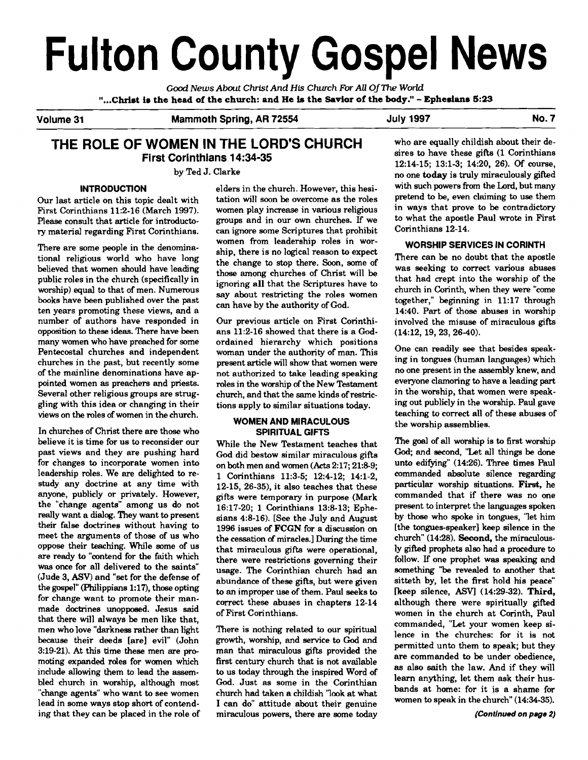# Fulton County Gospel News

*Good News About Christ And His Church For All Of The World*

**"...Christ is the head of the church: and He is the Savior of the body." - Ephesians 5:23**

**Volume 31 — Mammoth Spring, AR 72554 — July 1997 — No. 7**

## THE ROLE OF WOMEN IN THE LORD'S CHURCH
### First Corinthians 14:34-35

by Ted J. Clarke

#### INTRODUCTION

Our last article on this topic dealt with First Corinthians 11:2-16 (March 1997). Please consult that article for introductory material regarding First Corinthians.

There are some people in the denominational religious world who have long believed that women should have leading public roles in the church (specifically in worship) equal to that of men. Numerous books have been published over the past ten years promoting these views, and a number of authors have responded in opposition to these ideas. There have been many women who have preached for some Pentecostal churches and independent churches in the past, but recently some of the mainline denominations have appointed women as preachers and priests. Several other religious groups are struggling with this idea or changing in their views on the roles of women in the church.

In churches of Christ there are those who believe it is time for us to reconsider our past views and they are pushing hard for changes to incorporate women into leadership roles. We are delighted to restudy any doctrine at any time with anyone, publicly or privately. However, the "change agents" among us do not really want a dialog. They want to present their false doctrines without having to meet the arguments of those of us who oppose their teaching. While some of us are ready to "contend for the faith which was once for all delivered to the saints" (Jude 3, ASV) and "set for the defense of the gospel" (Philippians 1:17), those opting for change want to promote their man-made doctrines unopposed. Jesus said that there will always be men like that, men who love "darkness rather than light because their deeds [are] evil" (John 3:19-21). At this time these men are promoting expanded roles for women which include allowing them to lead the assembled church in worship, although most "change agents" who want to see women lead in some ways stop short of contending that they can be placed in the role of elders in the church. However, this hesitation will soon be overcome as the roles women play increase in various religious groups and in our own churches. If we can ignore some Scriptures that prohibit women from leadership roles in worship, there is no logical reason to expect the change to stop there. Soon, some of those among churches of Christ will be ignoring **all** that the Scriptures have to say about restricting the roles women can have by the authority of God.

Our previous article on First Corinthians 11:2-16 showed that there is a God-ordained hierarchy which positions woman under the authority of man. This present article will show that women were not authorized to take leading speaking roles in the worship of the New Testament church, and that the same kinds of restrictions apply to similar situations today.

#### WOMEN AND MIRACULOUS SPIRITUAL GIFTS

While the New Testament teaches that God did bestow similar miraculous gifts on both men and women (Acts 2:17; 21:8-9; 1 Corinthians 11:3-5; 12:4-12; 14:1-2, 12-15, 26-35), it also teaches that these gifts were temporary in purpose (Mark 16:17-20; 1 Corinthians 13:8-13; Ephesians 4:8-16). [See the July and August 1996 issues of **FCGN** for a discussion on the cessation of miracles.] During the time that miraculous gifts were operational, there were restrictions governing their usage. The Corinthian church had an abundance of these gifts, but were given to an improper use of them. Paul seeks to correct these abuses in chapters 12-14 of First Corinthians.

There is nothing related to our spiritual growth, worship, and service to God and man that miraculous gifts provided the first century church that is not available to us today through the inspired Word of God. Just as some in the Corinthian church had taken a childish "look at what I can do" attitude about their genuine miraculous powers, there are some today who are equally childish about their desires to have these gifts (1 Corinthians 12:14-15; 13:1-3; 14:20, 26). Of course, no one **today** is truly miraculously gifted with such powers from the Lord, but many pretend to be, even claiming to use them in ways that prove to be contradictory to what the apostle Paul wrote in First Corinthians 12-14.

#### WORSHIP SERVICES IN CORINTH

There can be no doubt that the apostle was seeking to correct various abuses that had crept into the worship of the church in Corinth, when they were "come together," beginning in 11:17 through 14:40. Part of those abuses in worship involved the misuse of miraculous gifts (14:12, 19, 23, 26-40).

One can readily see that besides speaking in tongues (human languages) which no one present in the assembly knew, and everyone clamoring to have a leading part in the worship, that women were speaking out publicly in the worship. Paul gave teaching to correct all of these abuses of the worship assemblies.

The goal of all worship is to first worship God; and second, "Let all things be done unto edifying" (14:26). Three times Paul commanded absolute silence regarding particular worship situations. **First,** he commanded that if there was no one present to interpret the languages spoken by those who spoke in tongues, "let him [the tongues-speaker] keep silence in the church" (14:28). **Second,** the miraculously gifted prophets also had a procedure to follow. If one prophet was speaking and something "be revealed to another that sitteth by, let the first hold his peace" [keep silence, ASV] (14:29-32). **Third,** although there were spiritually gifted women in the church at Corinth, Paul commanded, "Let your women keep silence in the churches: for it is not permitted unto them to speak; but they are commanded to be under obedience, as also saith the law. And if they will learn anything, let them ask their husbands at home: for it is a shame for women to speak in the church" (14:34-35).

*(Continued on page 2)*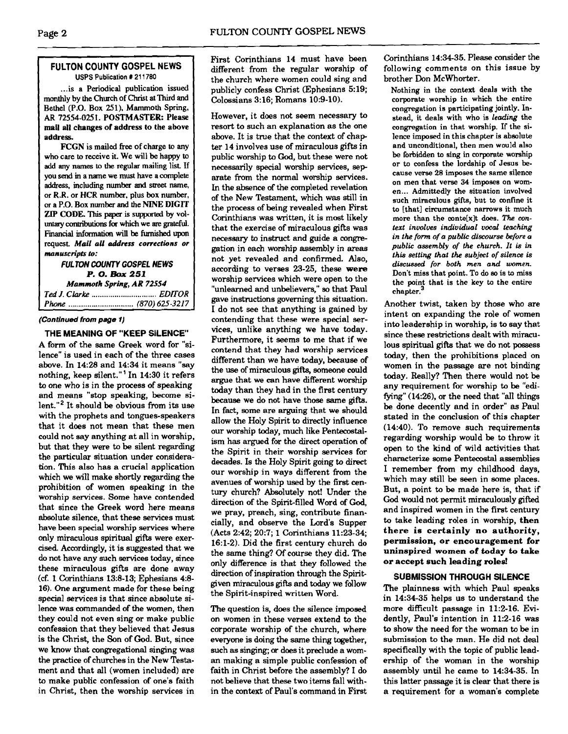## FULTON COUNTY GOSPEL NEWS

USPS Publication # 211780

...is a Periodical publication issued monthly by the Church of Christ at Third and Bethel (P.O. Box 251), Mammoth Spring, AR 72554-0251. **POSTMASTER: Please mail all changes of address to the above address.**

**FCGN** is mailed free of charge to any who care to receive it. We will be happy to add any names to the regular mailing list. If you send in a name we must have a complete address, including number and street name, or R.R. or HCR number, plus box number, or a P.O. Box number and the **NINE DIGIT ZIP CODE.** This paper is supported by voluntary contributions for which we are grateful. Financial information will be furnished upon request. ***Mail all address corrections or manuscripts to:***

***FULTON COUNTY GOSPEL NEWS***
***P. O. Box 251***
***Mammoth Spring, AR 72554***

*Ted J. Clarke* .............................. *EDITOR*
*Phone* .............................. *(870) 625-3217*

*(Continued from page 1)*

### THE MEANING OF "KEEP SILENCE"

A form of the same Greek word for "silence" is used in each of the three cases above. In 14:28 and 14:34 it means "say nothing, keep silent."[1] In 14:30 it refers to one who is in the process of speaking and means "stop speaking, become silent."[2] It should be obvious from its use with the prophets and tongues-speakers that it does not mean that these men could not say anything at all in worship, but that they were to be silent regarding the particular situation under consideration. This also has a crucial application which we will make shortly regarding the prohibition of women speaking in the worship services. Some have contended that since the Greek word here means absolute silence, that these services must have been special worship services where only miraculous spiritual gifts were exercised. Accordingly, it is suggested that we do not have any such services today, since these miraculous gifts are done away (cf. 1 Corinthians 13:8-13; Ephesians 4:8-16). One argument made for these being special services is that since absolute silence was commanded of the women, then they could not even sing or make public confession that they believed that Jesus is the Christ, the Son of God. But, since we know that congregational singing was the practice of churches in the New Testament and that all (women included) are to make public confession of one's faith in Christ, then the worship services in First Corinthians 14 must have been different from the regular worship of the church where women could sing and publicly confess Christ (Ephesians 5:19; Colossians 3:16; Romans 10:9-10).

However, it does not seem necessary to resort to such an explanation as the one above. It is true that the context of chapter 14 involves use of miraculous gifts in public worship to God, but these were not necessarily special worship services, separate from the normal worship services. In the absence of the completed revelation of the New Testament, which was still in the process of being revealed when First Corinthians was written, it is most likely that the exercise of miraculous gifts was necessary to instruct and guide a congregation in each worship assembly in areas not yet revealed and confirmed. Also, according to verses 23-25, these **were** worship services which were open to the "unlearned and unbelievers," so that Paul gave instructions governing this situation. I do not see that anything is gained by contending that these were special services, unlike anything we have today. Furthermore, it seems to me that if we contend that they had worship services different than we have today, because of the use of miraculous gifts, someone could argue that we can have different worship today than they had in the first century because we do not have those same gifts. In fact, some are arguing that we should allow the Holy Spirit to directly influence our worship today, much like Pentecostalism has argued for the direct operation of the Spirit in their worship services for decades. Is the Holy Spirit going to direct our worship in ways different from the avenues of worship used by the first century church? Absolutely not! Under the direction of the Spirit-filled Word of God, we pray, preach, sing, contribute financially, and observe the Lord's Supper (Acts 2:42; 20:7; 1 Corinthians 11:23-34; 16:1-2). Did the first century church do the same thing? Of course they did. The only difference is that they followed the direction of inspiration through the Spirit-given miraculous gifts and today we follow the Spirit-inspired written Word.

The question is, does the silence imposed on women in these verses extend to the corporate worship of the church, where everyone is doing the same thing together, such as singing; or does it preclude a woman making a simple public confession of faith in Christ before the assembly? I do not believe that these two items fall within the context of Paul's command in First Corinthians 14:34-35. Please consider the following comments on this issue by brother Don McWhorter.

> Nothing in the context deals with the corporate worship in which the entire congregation is participating jointly. Instead, it deals with who is *leading* the congregation in that worship. If the silence imposed in this chapter is absolute and unconditional, then men would also be forbidden to sing in corporate worship or to confess the lordship of Jesus because verse 28 imposes the same silence on men that verse 34 imposes on women... Admittedly the situation involved such miraculous gifts, but to confine it to [that] circumstance narrows it much more than the conte[x]t does. *The context involves individual vocal teaching in the form of a public discourse before a public assembly of the church. It is in this setting that the subject of silence is discussed for both men and women.* Don't miss that point. To do so is to miss the point that is the key to the entire chapter.[3]

Another twist, taken by those who are intent on expanding the role of women into leadership in worship, is to say that since these restrictions dealt with miraculous spiritual gifts that we do not possess today, then the prohibitions placed on women in the passage are not binding today. Really? Then there would not be any requirement for worship to be "edifying" (14:26), or the need that "all things be done decently and in order" as Paul stated in the conclusion of this chapter (14:40). To remove such requirements regarding worship would be to throw it open to the kind of wild activities that characterize some Pentecostal assemblies I remember from my childhood days, which may still be seen in some places. But, a point to be made here is, that if God would not permit miraculously gifted and inspired women in the first century to take leading roles in worship, **then there is certainly no authority, permission, or encouragement for uninspired women of today to take or accept such leading roles!**

### SUBMISSION THROUGH SILENCE

The plainness with which Paul speaks in 14:34-35 helps us to understand the more difficult passage in 11:2-16. Evidently, Paul's intention in 11:2-16 was to show the need for the woman to be in submission to the man. He did not deal specifically with the topic of public leadership of the woman in the worship assembly until he came to 14:34-35. In this latter passage it is clear that there is a requirement for a woman's complete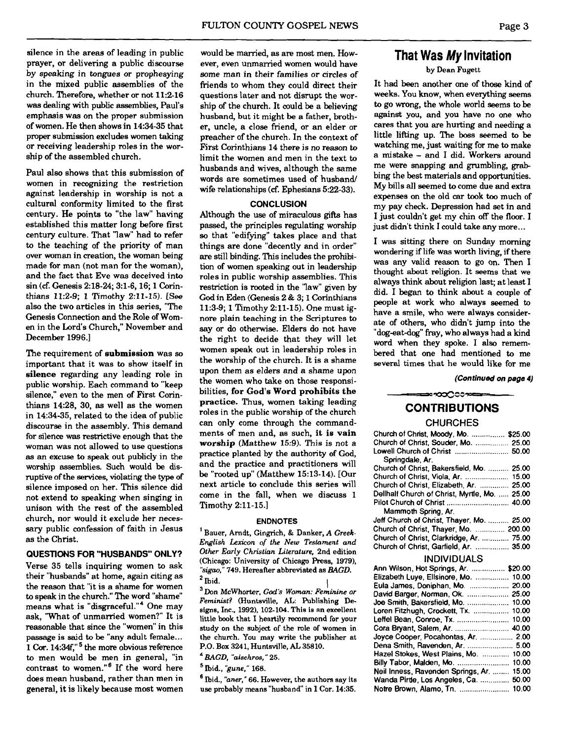silence in the areas of leading in public prayer, or delivering a public discourse by speaking in tongues or prophesying in the mixed public assemblies of the church. Therefore, whether or not 11:2-16 was dealing with public assemblies, Paul's emphasis was on the proper submission of women. He then shows in 14:34-35 that proper submission excludes women taking or receiving leadership roles in the worship of the assembled church.

Paul also shows that this submission of women in recognizing the restriction against leadership in worship is not a cultural conformity limited to the first century. He points to "the law" having established this matter long before first century culture. That "law" had to refer to the teaching of the priority of man over woman in creation, the woman being made for man (not man for the woman), and the fact that Eve was deceived into sin (cf. Genesis 2:18-24; 3:1-6, 16; 1 Corinthians 11:2-9; 1 Timothy 2:11-15). [See also the two articles in this series, "The Genesis Connection and the Role of Women in the Lord's Church," November and December 1996.]

The requirement of **submission** was so important that it was to show itself in **silence** regarding any leading role in public worship. Each command to "keep silence," even to the men of First Corinthians 14:28, 30, as well as the women in 14:34-35, related to the idea of public discourse in the assembly. This demand for silence was restrictive enough that the woman was not allowed to use questions as an excuse to speak out publicly in the worship assemblies. Such would be disruptive of the services, violating the type of silence imposed on her. This silence did not extend to speaking when singing in unison with the rest of the assembled church, nor would it exclude her necessary public confession of faith in Jesus as the Christ.

**QUESTIONS FOR "HUSBANDS" ONLY?**

Verse 35 tells inquiring women to ask their "husbands" at home, again citing as the reason that "it is a shame for women to speak in the church." The word "shame" means what is "disgraceful."[4] One may ask, "What of unmarried women?" It is reasonable that since the "women" in this passage is said to be "any adult female... 1 Cor. 14:34f,"[5] the more obvious reference to men would be men in general, "in contrast to women."[6] If the word here does mean husband, rather than men in general, it is likely because most women would be married, as are most men. However, even unmarried women would have some man in their families or circles of friends to whom they could direct their questions later and not disrupt the worship of the church. It could be a believing husband, but it might be a father, brother, uncle, a close friend, or an elder or preacher of the church. In the context of First Corinthians 14 there is no reason to limit the women and men in the text to husbands and wives, although the same words are sometimes used of husband/wife relationships (cf. Ephesians 5:22-33).

**CONCLUSION**

Although the use of miraculous gifts has passed, the principles regulating worship so that "edifying" takes place and that things are done "decently and in order" are still binding. This includes the prohibition of women speaking out in leadership roles in public worship assemblies. This restriction is rooted in the "law" given by God in Eden (Genesis 2 & 3; 1 Corinthians 11:3-9; 1 Timothy 2:11-15). One must ignore plain teaching in the Scriptures to say or do otherwise. Elders do not have the right to decide that they will let women speak out in leadership roles in the worship of the church. It is a shame upon them as elders and a shame upon the women who take on those responsibilities, **for God's Word prohibits the practice.** Thus, women taking leading roles in the public worship of the church can only come through the commandments of men and, as such, **it is vain worship** (Matthew 15:9). This is not a practice planted by the authority of God, and the practice and practitioners will be "rooted up" (Matthew 15:13-14). [Our next article to conclude this series will come in the fall, when we discuss 1 Timothy 2:11-15.]

**ENDNOTES**

[1] Bauer, Arndt, Gingrich, & Danker, *A Greek-English Lexicon of the New Testament and Other Early Christian Literature*, 2nd edition (Chicago: University of Chicago Press, 1979), *"sigao,"* 749. Hereafter abbreviated as *BAGD*.

[2] Ibid.

[3] Don McWhorter, *God's Woman: Feminine or Feminist?* (Huntsville, AL: Publishing Designs, Inc., 1992), 102-104. This is an excellent little book that I heartily recommend for your study on the subject of the role of women in the church. You may write the publisher at P.O. Box 3241, Huntsville, AL 35810.

[4] *BAGD*, *"aischros,"* 25.

[5] Ibid., *"gune,"* 168.

[6] Ibid., *"aner,"* 66. However, the authors say its use probably means "husband" in 1 Cor. 14:35.

# That Was *My* Invitation

by Dean Fugett

It had been another one of those kind of weeks. You know, when everything seems to go wrong, the whole world seems to be against you, and you have no one who cares that you are hurting and needing a little lifting up. The boss seemed to be watching me, just waiting for me to make a mistake – and I did. Workers around me were snapping and grumbling, grabbing the best materials and opportunities. My bills all seemed to come due and extra expenses on the old car took too much of my pay check. Depression had set in and I just couldn't get my chin off the floor. I just didn't think I could take any more...

I was sitting there on Sunday morning wondering if life was worth living, if there was any valid reason to go on. Then I thought about religion. It seems that we always think about religion last; at least I did. I began to think about a couple of people at work who always seemed to have a smile, who were always considerate of others, who didn't jump into the "dog-eat-dog" fray, who always had a kind word when they spoke. I also remembered that one had mentioned to me several times that he would like for me

*(Continued on page 4)*

## CONTRIBUTIONS

### CHURCHES

| | |
|---|---|
| Church of Christ, Moody, Mo. | $25.00 |
| Church of Christ, Souder, Mo. | 25.00 |
| Lowell Church of Christ Springdale, Ar. | 50.00 |
| Church of Christ, Bakersfield, Mo. | 25.00 |
| Church of Christ, Viola, Ar. | 15.00 |
| Church of Christ, Elizabeth, Ar. | 25.00 |
| Dellhalf Church of Christ, Myrtle, Mo. | 25.00 |
| Pilot Church of Christ Mammoth Spring, Ar. | 40.00 |
| Jeff Church of Christ, Thayer, Mo. | 25.00 |
| Church of Christ, Thayer, Mo. | 200.00 |
| Church of Christ, Clarkridge, Ar. | 75.00 |
| Church of Christ, Garfield, Ar. | 35.00 |

### INDIVIDUALS

| | |
|---|---|
| Ann Wilson, Hot Springs, Ar. | $20.00 |
| Elizabeth Luye, Ellsinore, Mo. | 10.00 |
| Eula James, Doniphan, Mo. | 20.00 |
| David Barger, Norman, Ok. | 25.00 |
| Joe Smith, Bakersfield, Mo. | 10.00 |
| Loren Fitzhugh, Crockett, Tx. | 10.00 |
| Leffel Bean, Conroe, Tx. | 10.00 |
| Cora Bryant, Salem, Ar. | 40.00 |
| Joyce Cooper, Pocahontas, Ar. | 2.00 |
| Dena Smith, Ravenden, Ar. | 5.00 |
| Hazel Stokes, West Plains, Mo. | 10.00 |
| Billy Tabor, Malden, Mo. | 10.00 |
| Neil Inness, Ravenden Springs, Ar. | 15.00 |
| Wanda Pirtle, Los Angeles, Ca. | 50.00 |
| Notre Brown, Alamo, Tn. | 10.00 |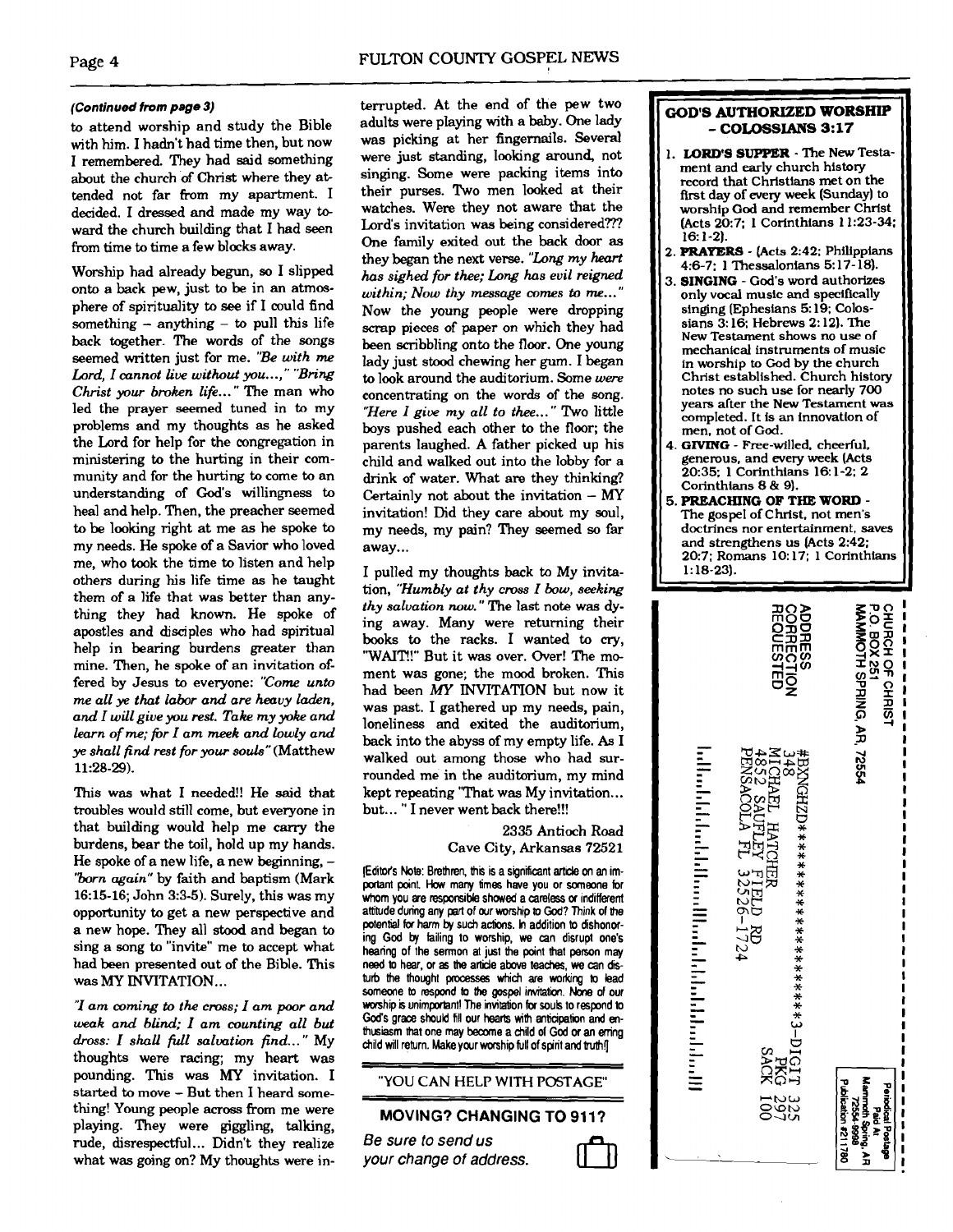*(Continued from page 3)*

to attend worship and study the Bible with him. I hadn't had time then, but now I remembered. They had said something about the church of Christ where they attended not far from my apartment. I decided. I dressed and made my way toward the church building that I had seen from time to time a few blocks away.

Worship had already begun, so I slipped onto a back pew, just to be in an atmosphere of spirituality to see if I could find something – anything – to pull this life back together. The words of the songs seemed written just for me. *"Be with me Lord, I cannot live without you...," "Bring Christ your broken life..."* The man who led the prayer seemed tuned in to my problems and my thoughts as he asked the Lord for help for the congregation in ministering to the hurting in their community and for the hurting to come to an understanding of God's willingness to heal and help. Then, the preacher seemed to be looking right at me as he spoke to my needs. He spoke of a Savior who loved me, who took the time to listen and help others during his life time as he taught them of a life that was better than anything they had known. He spoke of apostles and disciples who had spiritual help in bearing burdens greater than mine. Then, he spoke of an invitation offered by Jesus to everyone: *"Come unto me all ye that labor and are heavy laden, and I will give you rest. Take my yoke and learn of me; for I am meek and lowly and ye shall find rest for your souls"* (Matthew 11:28-29).

This was what I needed!! He said that troubles would still come, but everyone in that building would help me carry the burdens, bear the toil, hold up my hands. He spoke of a new life, a new beginning, – *"born again"* by faith and baptism (Mark 16:15-16; John 3:3-5). Surely, this was my opportunity to get a new perspective and a new hope. They all stood and began to sing a song to "invite" me to accept what had been presented out of the Bible. This was MY INVITATION...

*"I am coming to the cross; I am poor and weak and blind; I am counting all but dross: I shall full salvation find..."* My thoughts were racing; my heart was pounding. This was MY invitation. I started to move – But then I heard something! Young people across from me were playing. They were giggling, talking, rude, disrespectful... Didn't they realize what was going on? My thoughts were interrupted. At the end of the pew two adults were playing with a baby. One lady was picking at her fingernails. Several were just standing, looking around, not singing. Some were packing items into their purses. Two men looked at their watches. Were they not aware that the Lord's invitation was being considered??? One family exited out the back door as they began the next verse. *"Long my heart has sighed for thee; Long has evil reigned within; Now thy message comes to me..."* Now the young people were dropping scrap pieces of paper on which they had been scribbling onto the floor. One young lady just stood chewing her gum. I began to look around the auditorium. Some *were* concentrating on the words of the song. *"Here I give my all to thee..."* Two little boys pushed each other to the floor; the parents laughed. A father picked up his child and walked out into the lobby for a drink of water. What are they thinking? Certainly not about the invitation – MY invitation! Did they care about my soul, my needs, my pain? They seemed so far away...

I pulled my thoughts back to My invitation, *"Humbly at thy cross I bow, seeking thy salvation now."* The last note was dying away. Many were returning their books to the racks. I wanted to cry, "WAIT!!" But it was over. Over! The moment was gone; the mood broken. This had been *MY* INVITATION but now it was past. I gathered up my needs, pain, loneliness and exited the auditorium, back into the abyss of my empty life. As I walked out among those who had surrounded me in the auditorium, my mind kept repeating "That was My invitation... but... " I never went back there!!!

2335 Antioch Road
Cave City, Arkansas 72521

[Editor's Note: Brethren, this is a significant article on an important point. How many times have you or someone for whom you are responsible showed a careless or indifferent attitude during any part of our worship to God? Think of the potential for harm by such actions. In addition to dishonoring God by failing to worship, we can disrupt one's hearing of the sermon at just the point that person may need to hear, or as the article above teaches, we can disturb the thought processes which are working to lead someone to respond to the gospel invitation. None of our worship is unimportant! The invitation for souls to respond to God's grace should fill our hearts with anticipation and enthusiasm that one may become a child of God or an erring child will return. Make your worship full of spirit and truth!]

"YOU CAN HELP WITH POSTAGE"

**MOVING? CHANGING TO 911?**

*Be sure to send us your change of address.*

## GOD'S AUTHORIZED WORSHIP - COLOSSIANS 3:17

1. **LORD'S SUPPER** - The New Testament and early church history record that Christians met on the first day of every week (Sunday) to worship God and remember Christ (Acts 20:7; 1 Corinthians 11:23-34; 16:1-2).
2. **PRAYERS** - (Acts 2:42; Philippians 4:6-7; 1 Thessalonians 5:17-18).
3. **SINGING** - God's word authorizes only vocal music and specifically singing (Ephesians 5:19; Colossians 3:16; Hebrews 2:12). The New Testament shows no use of mechanical instruments of music in worship to God by the church Christ established. Church history notes no such use for nearly 700 years after the New Testament was completed. It is an innovation of men, not of God.
4. **GIVING** - Free-willed, cheerful, generous, and every week (Acts 20:35; 1 Corinthians 16:1-2; 2 Corinthians 8 & 9).
5. **PREACHING OF THE WORD** - The gospel of Christ, not men's doctrines nor entertainment, saves and strengthens us (Acts 2:42; 20:7; Romans 10:17; 1 Corinthians 1:18-23).

CHURCH OF CHRIST
P.O. BOX 251
MAMMOTH SPRING, AR 72554

ADDRESS CORRECTION REQUESTED

Periodical Postage Paid At Mammoth Spring, AR 72554-9998 Publication #211780

#BXNGHZD*****************3-DIGIT 325
348 PKG 297
MICHAEL HATCHER SACK 100
4852 SAUFLEY FIELD RD
PENSACOLA FL 32526-1724